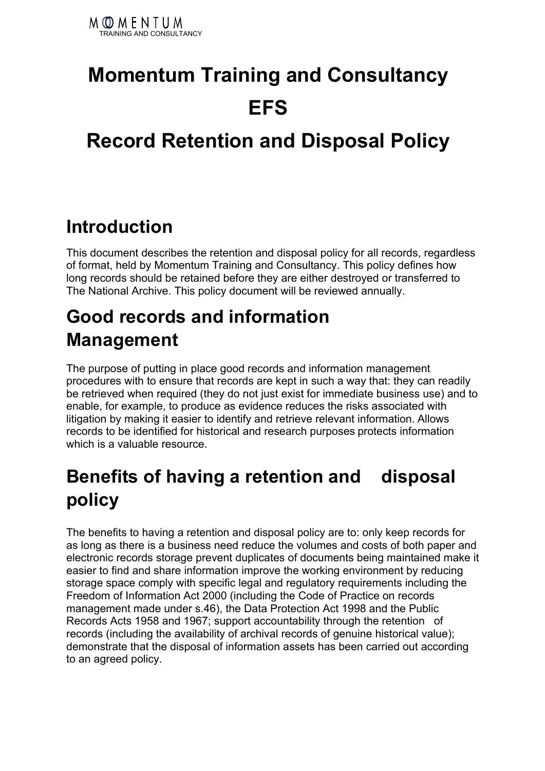# Momentum Training and Consultancy

# EFS

# Record Retention and Disposal Policy

## Introduction

This document describes the retention and disposal policy for all records, regardless of format, held by Momentum Training and Consultancy. This policy defines how long records should be retained before they are either destroyed or transferred to The National Archive. This policy document will be reviewed annually.

## Good records and information Management

The purpose of putting in place good records and information management procedures with to ensure that records are kept in such a way that: they can readily be retrieved when required (they do not just exist for immediate business use) and to enable, for example, to produce as evidence reduces the risks associated with litigation by making it easier to identify and retrieve relevant information. Allows records to be identified for historical and research purposes protects information which is a valuable resource.

## Benefits of having a retention and disposal policy

The benefits to having a retention and disposal policy are to: only keep records for as long as there is a business need reduce the volumes and costs of both paper and electronic records storage prevent duplicates of documents being maintained make it easier to find and share information improve the working environment by reducing storage space comply with specific legal and regulatory requirements including the Freedom of Information Act 2000 (including the Code of Practice on records management made under s.46), the Data Protection Act 1998 and the Public Records Acts 1958 and 1967; support accountability through the retention of records (including the availability of archival records of genuine historical value); demonstrate that the disposal of information assets has been carried out according to an agreed policy.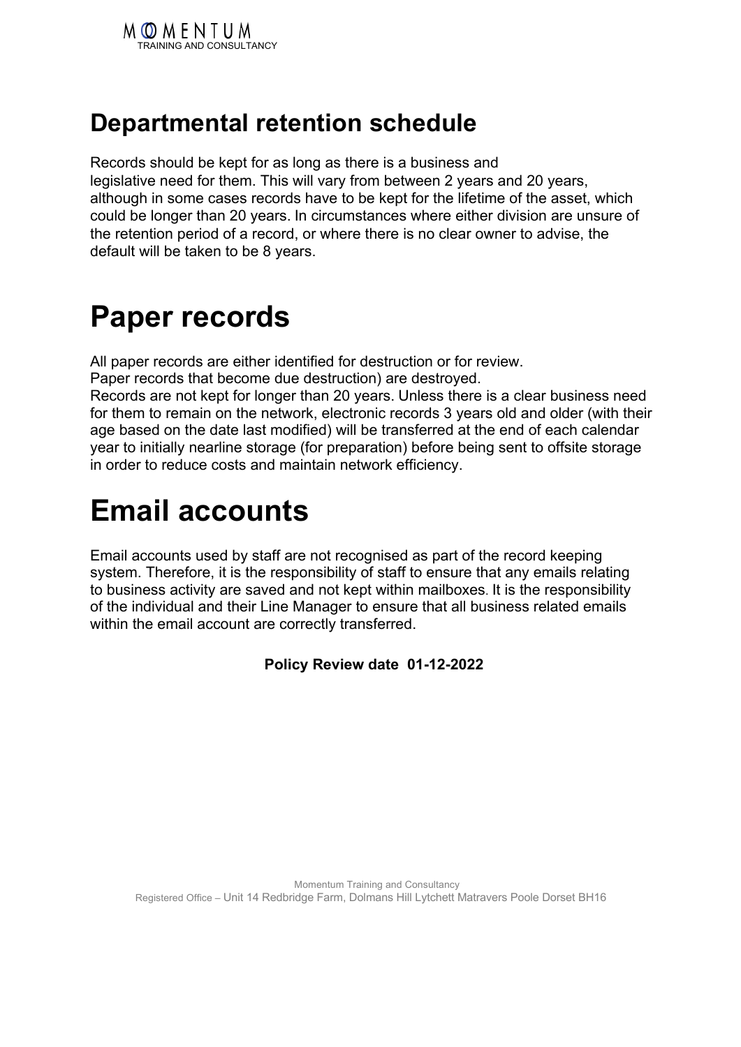## Departmental retention schedule

Records should be kept for as long as there is a business and legislative need for them. This will vary from between 2 years and 20 years, although in some cases records have to be kept for the lifetime of the asset, which could be longer than 20 years. In circumstances where either division are unsure of the retention period of a record, or where there is no clear owner to advise, the default will be taken to be 8 years.

# Paper records

All paper records are either identified for destruction or for review.
Paper records that become due destruction) are destroyed.
Records are not kept for longer than 20 years. Unless there is a clear business need for them to remain on the network, electronic records 3 years old and older (with their age based on the date last modified) will be transferred at the end of each calendar year to initially nearline storage (for preparation) before being sent to offsite storage in order to reduce costs and maintain network efficiency.

# Email accounts

Email accounts used by staff are not recognised as part of the record keeping system. Therefore, it is the responsibility of staff to ensure that any emails relating to business activity are saved and not kept within mailboxes. It is the responsibility of the individual and their Line Manager to ensure that all business related emails within the email account are correctly transferred.

**Policy Review date 01-12-2022**